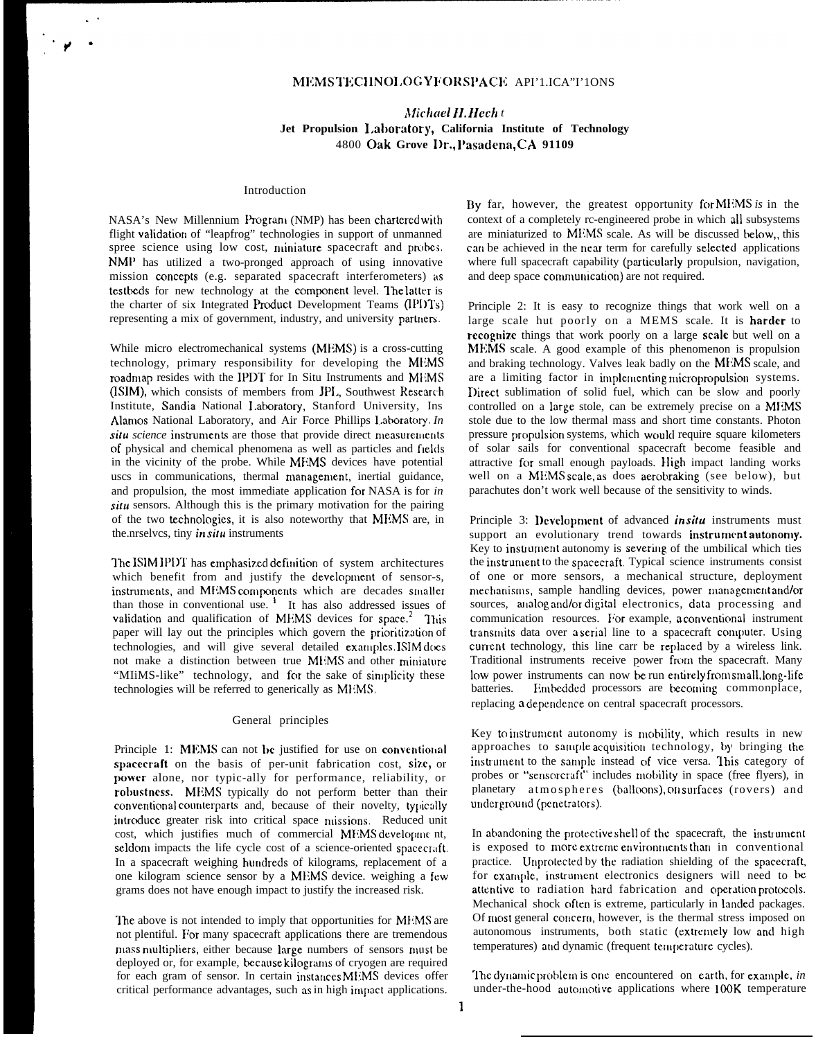# MEMS TECHNOLOGY FOR SPACE APPLICATIONS

*Michael H. Hecht*
**Jet Propulsion Laboratory, California Institute of Technology**
4800 Oak Grove Dr., Pasadena, CA 91109

## Introduction

NASA's New Millennium Program (NMP) has been chartered with flight validation of "leapfrog" technologies in support of unmanned spree science using low cost, miniature spacecraft and probes. NMP has utilized a two-pronged approach of using innovative mission concepts (e.g. separated spacecraft interferometers) as testbeds for new technology at the component level. The latter is the charter of six Integrated Product Development Teams (IPDTs) representing a mix of government, industry, and university partners.

While micro electromechanical systems (MEMS) is a cross-cutting technology, primary responsibility for developing the MEMS roadmap resides with the IPDT for In Situ Instruments and MEMS (ISIM), which consists of members from JPL, Southwest Research Institute, Sandia National Laboratory, Stanford University, Ins Alamos National Laboratory, and Air Force Phillips Laboratory. *In situ science* instruments are those that provide direct measurements of physical and chemical phenomena as well as particles and fields in the vicinity of the probe. While MEMS devices have potential uscs in communications, thermal management, inertial guidance, and propulsion, the most immediate application for NASA is for *in situ* sensors. Although this is the primary motivation for the pairing of the two technologies, it is also noteworthy that MEMS are, in the.nrselvcs, tiny *in situ* instruments

The ISIM IPDT has emphasized definition of system architectures which benefit from and justify the development of sensor-s, instruments, and MEMS components which are decades smaller than those in conventional use.[1] It has also addressed issues of validation and qualification of MEMS devices for space.[2] This paper will lay out the principles which govern the prioritization of technologies, and will give several detailed examples. ISIM does not make a distinction between true MEMS and other miniature "MEMS-like" technology, and for the sake of simplicity these technologies will be referred to generically as MEMS.

## General principles

Principle 1: **MEMS can not be justified for use on conventional spacecraft on the basis of per-unit fabrication cost, size, or power alone, nor typic-ally for performance, reliability, or robustness.** MEMS typically do not perform better than their conventional counterparts and, because of their novelty, typically introduce greater risk into critical space missions. Reduced unit cost, which justifies much of commercial MEMS development, seldom impacts the life cycle cost of a science-oriented spacecraft. In a spacecraft weighing hundreds of kilograms, replacement of a one kilogram science sensor by a MEMS device. weighing a few grams does not have enough impact to justify the increased risk.

The above is not intended to imply that opportunities for MEMS are not plentiful. For many spacecraft applications there are tremendous mass multipliers, either because large numbers of sensors must be deployed or, for example, because kilograms of cryogen are required for each gram of sensor. In certain instances MEMS devices offer critical performance advantages, such as in high impact applications.

By far, however, the greatest opportunity for MEMS *is* in the context of a completely rc-engineered probe in which all subsystems are miniaturized to MEMS scale. As will be discussed below,, this can be achieved in the near term for carefully selected applications where full spacecraft capability (particularly propulsion, navigation, and deep space communication) are not required.

Principle 2: It is easy to recognize things that work well on a large scale hut poorly on a MEMS scale. It is **harder to recognize** things that work poorly on a large **scale** but well on a MEMS scale. A good example of this phenomenon is propulsion and braking technology. Valves leak badly on the MEMS scale, and are a limiting factor in implementing micropropulsion systems. Direct sublimation of solid fuel, which can be slow and poorly controlled on a large stole, can be extremely precise on a MEMS stole due to the low thermal mass and short time constants. Photon pressure propulsion systems, which would require square kilometers of solar sails for conventional spacecraft become feasible and attractive for small enough payloads. High impact landing works well on a MEMS scale, as does aerobraking (see below), but parachutes don't work well because of the sensitivity to winds.

Principle 3: **Development of advanced *in situ* instruments must support an evolutionary trend towards instrument autonomy.** Key to instrument autonomy is severing of the umbilical which ties the instrument to the spacecraft. Typical science instruments consist of one or more sensors, a mechanical structure, deployment mechanisms, sample handling devices, power management and/or sources, analog and/or digital electronics, data processing and communication resources. For example, a conventional instrument transmits data over a serial line to a spacecraft computer. Using current technology, this line carr be replaced by a wireless link. Traditional instruments receive power from the spacecraft. Many low power instruments can now be run entirely from small, long-life batteries. Embedded processors are becoming commonplace, replacing a dependence on central spacecraft processors.

Key to instrument autonomy is mobility, which results in new approaches to sample acquisition technology, by bringing the instrument to the sample instead of vice versa. This category of probes or "sensorcraft" includes mobility in space (free flyers), in planetary atmospheres (balloons), on surfaces (rovers) and underground (penetrators).

In abandoning the protective shell of the spacecraft, the instrument is exposed to more extreme environments than in conventional practice. Unprotected by the radiation shielding of the spacecraft, for example, instrument electronics designers will need to be attentive to radiation hard fabrication and operation protocols. Mechanical shock often is extreme, particularly in landed packages. Of most general concern, however, is the thermal stress imposed on autonomous instruments, both static (extremely low and high temperatures) and dynamic (frequent temperature cycles).

The dynamic problem is one encountered on earth, for example, *in* under-the-hood automotive applications where 100K temperature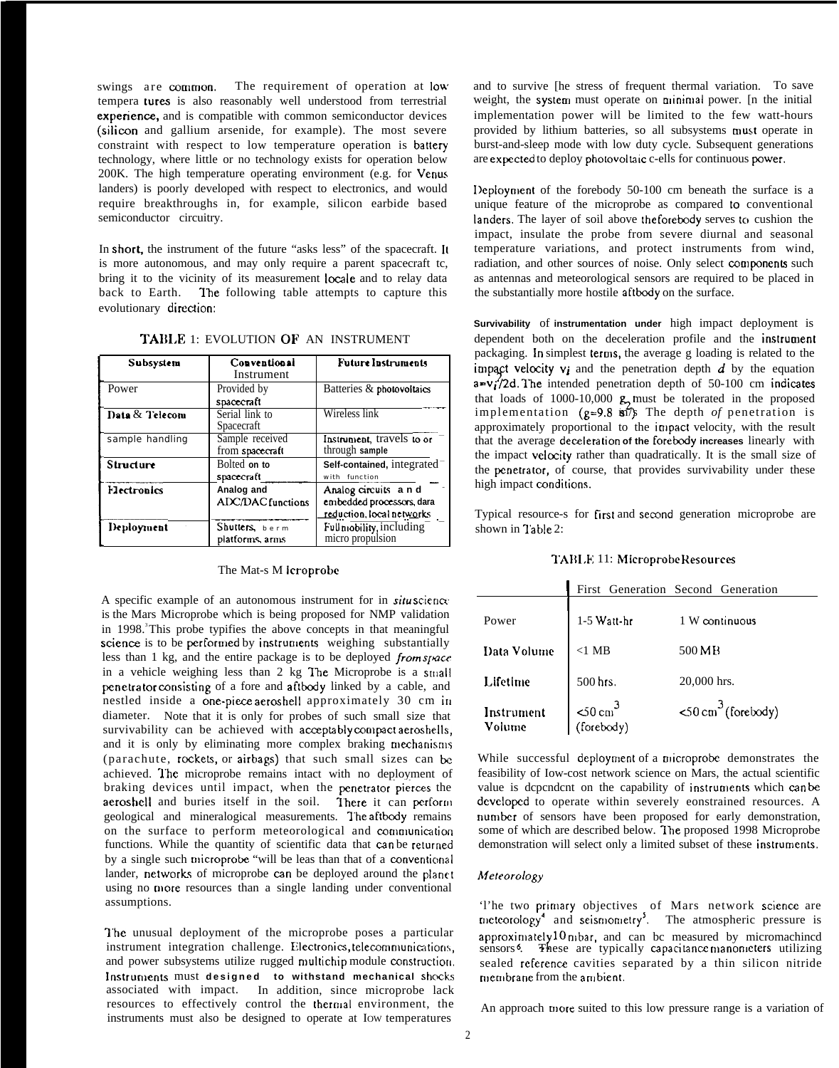swings are common. The requirement of operation at low tempera tures is also reasonably well understood from terrestrial experience, and is compatible with common semiconductor devices (silicon and gallium arsenide, for example). The most severe constraint with respect to low temperature operation is battery technology, where little or no technology exists for operation below 200K. The high temperature operating environment (e.g. for Venus landers) is poorly developed with respect to electronics, and would require breakthroughs in, for example, silicon earbide based semiconductor circuitry.

In short, the instrument of the future "asks less" of the spacecraft. It is more autonomous, and may only require a parent spacecraft tc, bring it to the vicinity of its measurement locale and to relay data back to Earth. The following table attempts to capture this evolutionary direction:

TABLE 1: EVOLUTION OF AN INSTRUMENT

| Subsystem | Conventional Instrument | Future Instruments |
|---|---|---|
| Power | Provided by spacecraft | Batteries & photovoltaics |
| Data & Telecom | Serial link to Spacecraft | Wireless link |
| sample handling | Sample received from spacecraft | Instrument, travels to or through sample |
| Structure | Bolted on to spacecraft | Self-contained, integrated with function |
| Electronics | Analog and ADC/DAC functions | Analog circuits and embedded processors, dara reduction, local networks |
| Deployment | Shutters, berm platforms, arms | Full mobility, including micro propulsion |

## The Mars Microprobe

A specific example of an autonomous instrument for in *situ* science is the Mars Microprobe which is being proposed for NMP validation in 1998.[3] This probe typifies the above concepts in that meaningful science is to be performed by instruments weighing substantially less than 1 kg, and the entire package is to be deployed *from space* in a vehicle weighing less than 2 kg The Microprobe is a small penetrator consisting of a fore and aftbody linked by a cable, and nestled inside a one-piece aeroshell approximately 30 cm in diameter. Note that it is only for probes of such small size that survivability can be achieved with acceptably compact aeroshells, and it is only by eliminating more complex braking mechanisms (parachute, rockets, or airbags) that such small sizes can be achieved. The microprobe remains intact with no deployment of braking devices until impact, when the penetrator pierces the aeroshell and buries itself in the soil. There it can perform geological and mineralogical measurements. The aftbody remains on the surface to perform meteorological and communication functions. While the quantity of scientific data that can be returned by a single such microprobe "will be leas than that of a conventional lander, networks of microprobe can be deployed around the planet using no more resources than a single landing under conventional assumptions.

The unusual deployment of the microprobe poses a particular instrument integration challenge. Electronics, telecommunications, and power subsystems utilize rugged multichip module construction. Instruments must designed to withstand mechanical shocks associated with impact. In addition, since microprobe lack resources to effectively control the thermal environment, the instruments must also be designed to operate at low temperatures and to survive [he stress of frequent thermal variation. To save weight, the system must operate on minimal power. [n the initial implementation power will be limited to the few watt-hours provided by lithium batteries, so all subsystems must operate in burst-and-sleep mode with low duty cycle. Subsequent generations are expected to deploy photovoltaic c-ells for continuous power.

Deployment of the forebody 50-100 cm beneath the surface is a unique feature of the microprobe as compared to conventional landers. The layer of soil above the forebody serves to cushion the impact, insulate the probe from severe diurnal and seasonal temperature variations, and protect instruments from wind, radiation, and other sources of noise. Only select components such as antennas and meteorological sensors are required to be placed in the substantially more hostile aftbody on the surface.

Survivability of instrumentation under high impact deployment is dependent both on the deceleration profile and the instrument packaging. In simplest terms, the average g loading is related to the impact velocity $v_i$ and the penetration depth $d$ by the equation $a = v_i^2/2d$. The intended penetration depth of 50-100 cm indicates that loads of 1000-10,000 g must be tolerated in the proposed implementation ($g = 9.8$ m/s$^2$). The depth *of* penetration is approximately proportional to the impact velocity, with the result that the average deceleration of the forebody increases linearly with the impact velocity rather than quadratically. It is the small size of the penetrator, of course, that provides survivability under these high impact conditions.

Typical resource-s for first and second generation microprobe are shown in Table 2:

TABLE II: Microprobe Resources

| | First Generation | Second Generation |
|---|---|---|
| Power | 1-5 Watt-hr | 1 W continuous |
| Data Volume | <1 MB | 500 MB |
| Lifetime | 500 hrs. | 20,000 hrs. |
| Instrument Volume | <50 cm$^3$ (forebody) | <50 cm$^3$ (forebody) |

While successful deployment of a microprobe demonstrates the feasibility of low-cost network science on Mars, the actual scientific value is dependent on the capability of instruments which can be developed to operate within severely eonstrained resources. A number of sensors have been proposed for early demonstration, some of which are described below. The proposed 1998 Microprobe demonstration will select only a limited subset of these instruments.

### *Meteorology*

The two primary objectives of Mars network science are meteorology[4] and seismometry[5]. The atmospheric pressure is approximately 10 mbar, and can be measured by micromachined sensors[6]. These are typically capacitance manometers utilizing sealed reference cavities separated by a thin silicon nitride membrane from the ambient.

An approach more suited to this low pressure range is a variation of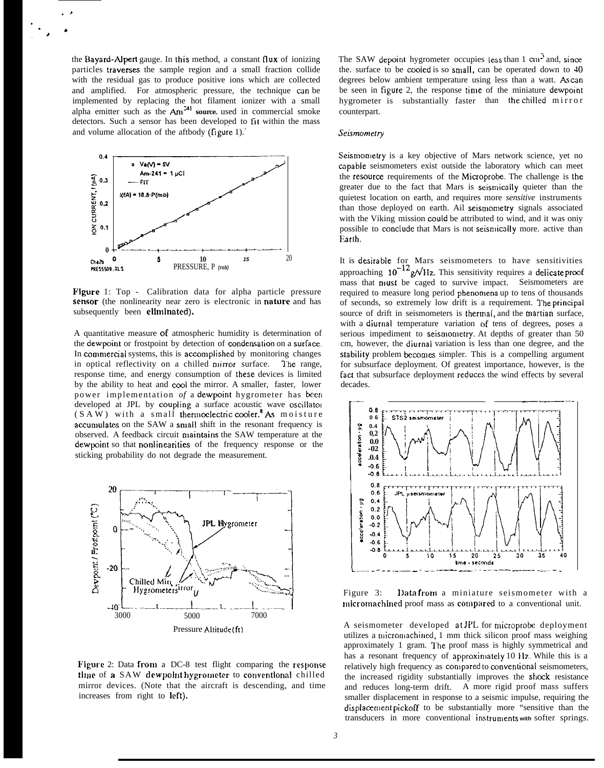the Bayard-Alpert gauge. In this method, a constant flux of ionizing particles traverses the sample region and a small fraction collide with the residual gas to produce positive ions which are collected and amplified. For atmospheric pressure, the technique can be implemented by replacing the hot filament ionizer with a small alpha emitter such as the $Am^{241}$ source used in commercial smoke detectors. Such a sensor has been developed to fit within the mass and volume allocation of the aftbody (figure 1).[7]

Figure 1: Top - Calibration data for alpha particle pressure sensor (the nonlinearity near zero is electronic in nature and has subsequently been eliminated).

A quantitative measure of atmospheric humidity is determination of the dewpoint or frostpoint by detection of condensation on a surface. In commercial systems, this is accomplished by monitoring changes in optical reflectivity on a chilled mirror surface. The range, response time, and energy consumption of these devices is limited by the ability to heat and cool the mirror. A smaller, faster, lower power implementation of a dewpoint hygrometer has been developed at JPL by coupling a surface acoustic wave oscillator (SAW) with a small thermoelectric cooler.[8] As moisture accumulates on the SAW a small shift in the resonant frequency is observed. A feedback circuit maintains the SAW temperature at the dewpoint so that nonlinearities of the frequency response or the sticking probability do not degrade the measurement.

Figure 2: Data from a DC-8 test flight comparing the response time of a SAW dewpoint hygrometer to conventional chilled mirror devices. (Note that the aircraft is descending, and time increases from right to left).

The SAW dewpoint hygrometer occupies less than 1 $cm^3$ and, since the surface to be cooled is so small, can be operated down to 40 degrees below ambient temperature using less than a watt. As can be seen in figure 2, the response time of the miniature dewpoint hygrometer is substantially faster than the chilled mirror counterpart.

*Seismometry*

Seismometry is a key objective of Mars network science, yet no capable seismometers exist outside the laboratory which can meet the resource requirements of the Microprobe. The challenge is the greater due to the fact that Mars is seismically quieter than the quietest location on earth, and requires more *sensitive* instruments than those deployed on earth. All seismometry signals associated with the Viking mission could be attributed to wind, and it was only possible to conclude that Mars is not seismically more active than Earth.

It is desirable for Mars seismometers to have sensitivities approaching $10^{-12}$ $g/\sqrt{Hz}$. This sensitivity requires a delicate proof mass that must be caged to survive impact. Seismometers are required to measure long period phenomena up to tens of thousands of seconds, so extremely low drift is a requirement. The principal source of drift in seismometers is thermal, and the martian surface, with a diurnal temperature variation of tens of degrees, poses a serious impediment to seismometry. At depths of greater than 50 cm, however, the diurnal variation is less than one degree, and the stability problem becomes simpler. This is a compelling argument for subsurface deployment. Of greatest importance, however, is the fact that subsurface deployment reduces the wind effects by several decades.

Figure 3: Data from a miniature seismometer with a micromachined proof mass as compared to a conventional unit.

A seismometer developed at JPL for microprobe deployment utilizes a micromachined, 1 mm thick silicon proof mass weighing approximately 1 gram. The proof mass is highly symmetrical and has a resonant frequency of approximately 10 Hz. While this is a relatively high frequency as compared to conventional seismometers, the increased rigidity substantially improves the shock resistance and reduces long-term drift. A more rigid proof mass suffers smaller displacement in response to a seismic impulse, requiring the displacement pickoff to be substantially more "sensitive than the transducers in more conventional instruments with softer springs.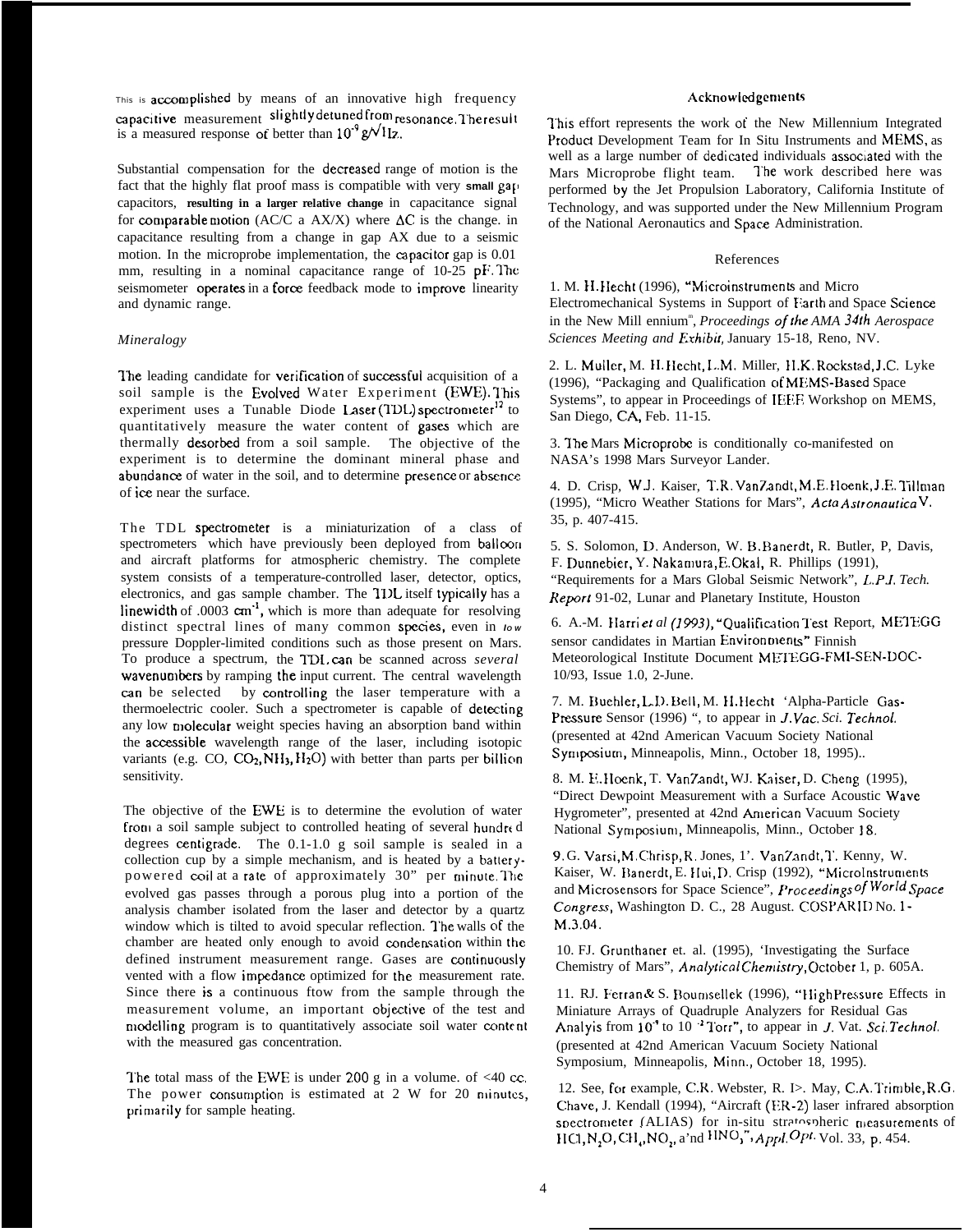This is accomplished by means of an innovative high frequency capacitive measurement slightly detuned from resonance. The result is a measured response of better than $10^{-9}$ g/√Hz.

Substantial compensation for the decreased range of motion is the fact that the highly flat proof mass is compatible with very small gap capacitors, resulting in a larger relative change in capacitance signal for comparable motion (ΔC/C a ΔX/X) where ΔC is the change. in capacitance resulting from a change in gap ΔX due to a seismic motion. In the microprobe implementation, the capacitor gap is 0.01 mm, resulting in a nominal capacitance range of 10-25 pF. The seismometer operates in a force feedback mode to improve linearity and dynamic range.

*Mineralogy*

The leading candidate for verification of successful acquisition of a soil sample is the Evolved Water Experiment (EWE). This experiment uses a Tunable Diode Laser (TDL) spectrometer[12] to quantitatively measure the water content of gases which are thermally desorbed from a soil sample. The objective of the experiment is to determine the dominant mineral phase and abundance of water in the soil, and to determine presence or absence of ice near the surface.

The TDL spectrometer is a miniaturization of a class of spectrometers which have previously been deployed from balloon and aircraft platforms for atmospheric chemistry. The complete system consists of a temperature-controlled laser, detector, optics, electronics, and gas sample chamber. The TDL itself typically has a linewidth of .0003 $cm^{-1}$, which is more than adequate for resolving distinct spectral lines of many common species, even in *low* pressure Doppler-limited conditions such as those present on Mars. To produce a spectrum, the TDL can be scanned across *several* wavenumbers by ramping the input current. The central wavelength can be selected by controlling the laser temperature with a thermoelectric cooler. Such a spectrometer is capable of detecting any low molecular weight species having an absorption band within the accessible wavelength range of the laser, including isotopic variants (e.g. CO, $CO_2$, $NH_3$, $H_2O$) with better than parts per billion sensitivity.

The objective of the EWE is to determine the evolution of water from a soil sample subject to controlled heating of several hundred degrees centigrade. The 0.1-1.0 g soil sample is sealed in a collection cup by a simple mechanism, and is heated by a battery-powered coil at a rate of approximately 30" per minute. The evolved gas passes through a porous plug into a portion of the analysis chamber isolated from the laser and detector by a quartz window which is tilted to avoid specular reflection. The walls of the chamber are heated only enough to avoid condensation within the defined instrument measurement range. Gases are continuously vented with a flow impedance optimized for the measurement rate. Since there is a continuous ftow from the sample through the measurement volume, an important objective of the test and modelling program is to quantitatively associate soil water content with the measured gas concentration.

The total mass of the EWE is under 200 g in a volume. of <40 cc. The power consumption is estimated at 2 W for 20 minutes, primarily for sample heating.

## Acknowledgements

This effort represents the work of the New Millennium Integrated Product Development Team for In Situ Instruments and MEMS, as well as a large number of dedicated individuals associated with the Mars Microprobe flight team. The work described here was performed by the Jet Propulsion Laboratory, California Institute of Technology, and was supported under the New Millennium Program of the National Aeronautics and Space Administration.

## References

1. M. H. Hecht (1996), "Microinstruments and Micro Electromechanical Systems in Support of Earth and Space Science in the New Mill ennium", *Proceedings of the AMA 34th Aerospace Sciences Meeting and Exhibit,* January 15-18, Reno, NV.

2. L. Muller, M. H. Hecht, L. M. Miller, H. K. Rockstad, J. C. Lyke (1996), "Packaging and Qualification of MEMS-Based Space Systems", to appear in Proceedings of IEEE Workshop on MEMS, San Diego, CA, Feb. 11-15.

3. The Mars Microprobe is conditionally co-manifested on NASA's 1998 Mars Surveyor Lander.

4. D. Crisp, W.J. Kaiser, T.R. VanZandt, M.E. Hoenk, J.E. Tillman (1995), "Micro Weather Stations for Mars", *Acta Astronautica* V. 35, p. 407-415.

5. S. Solomon, D. Anderson, W. B. Banerdt, R. Butler, P, Davis, F. Dunnebier, Y. Nakamura, E. Okal, R. Phillips (1991), "Requirements for a Mars Global Seismic Network", *L.P.I. Tech. Report* 91-02, Lunar and Planetary Institute, Houston

6. A.-M. Harri *et al (1993)*, "Qualification Test Report, METEGG sensor candidates in Martian Environments" Finnish Meteorological Institute Document METEGG-FMI-SEN-DOC-10/93, Issue 1.0, 2-June.

7. M. Buehler, L.D. Bell, M. H. Hecht 'Alpha-Particle Gas-Pressure Sensor (1996) ", to appear in *J. Vac. Sci. Technol.* (presented at 42nd American Vacuum Society National Symposium, Minneapolis, Minn., October 18, 1995)..

8. M. E. Hoenk, T. VanZandt, WJ. Kaiser, D. Cheng (1995), "Direct Dewpoint Measurement with a Surface Acoustic Wave Hygrometer", presented at 42nd American Vacuum Society National Symposium, Minneapolis, Minn., October 18.

9. G. Varsi, M. Chrisp, R. Jones, T. VanZandt, T. Kenny, W. Kaiser, W. Banerdt, E. Hui, D. Crisp (1992), "Microlnstruments and Microsensors for Space Science", *Proceedings of World Space Congress*, Washington D. C., 28 August. COSPAR ID No. 1-M.3.04.

10. FJ. Grunthaner et. al. (1995), 'Investigating the Surface Chemistry of Mars", *Analytical Chemistry*, October 1, p. 605A.

11. RJ. Ferran & S. Boumsellek (1996), "High Pressure Effects in Miniature Arrays of Quadruple Analyzers for Residual Gas Analyis from $10^{-9}$ to $10^{-2}$ Torr", to appear in *J.* Vat. *Sci. Technol.* (presented at 42nd American Vacuum Society National Symposium, Minneapolis, Minn., October 18, 1995).

12. See, for example, C.R. Webster, R. D. May, C.A. Trimble, R.G. Chave, J. Kendall (1994), "Aircraft (ER-2) laser infrared absorption spectrometer (ALIAS) for in-situ stratospheric measurements of HCl, $N_2O$, $CH_4$, $NO_2$, a'nd $HNO_3$", *Appl. Opt.* Vol. 33, p. 454.